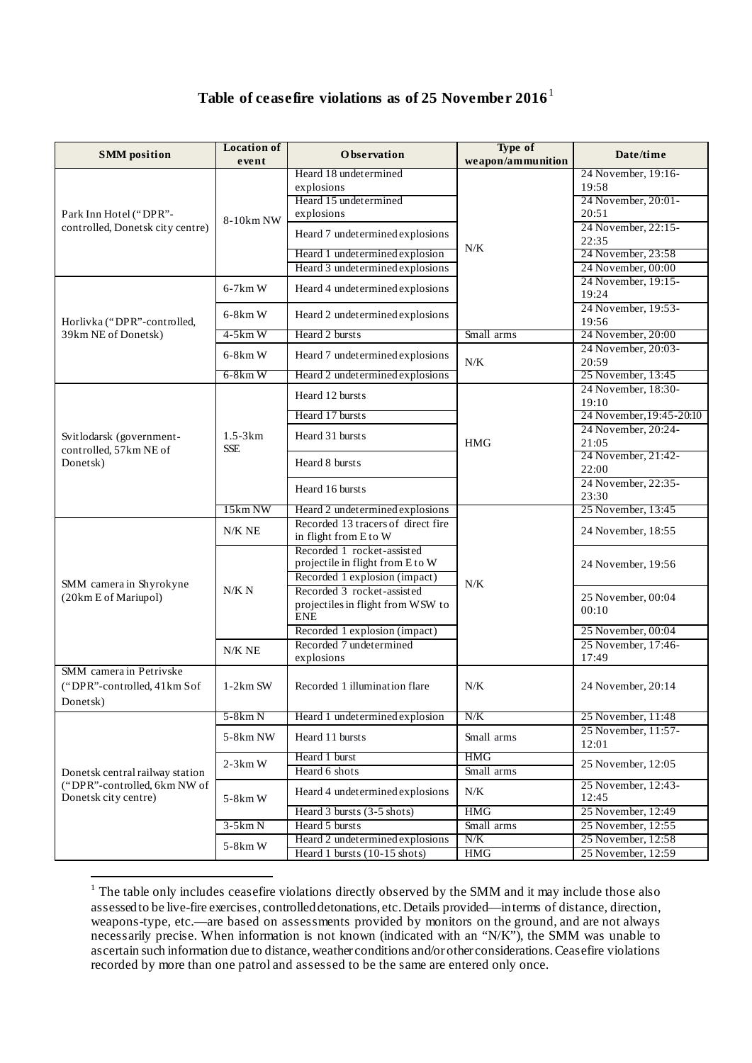# Table of ceasefire violations as of 25 November 2016[1]

| SMM position | Location of event | Observation | Type of weapon/ammunition | Date/time |
|---|---|---|---|---|
| Park Inn Hotel ("DPR"-controlled, Donetsk city centre) | 8-10km NW | Heard 18 undetermined explosions | N/K | 24 November, 19:16-19:58 |
| | | Heard 15 undetermined explosions | | 24 November, 20:01-20:51 |
| | | Heard 7 undetermined explosions | | 24 November, 22:15-22:35 |
| | | Heard 1 undetermined explosion | | 24 November, 23:58 |
| | | Heard 3 undetermined explosions | | 24 November, 00:00 |
| Horlivka ("DPR"-controlled, 39km NE of Donetsk) | 6-7km W | Heard 4 undetermined explosions | | 24 November, 19:15-19:24 |
| | 6-8km W | Heard 2 undetermined explosions | | 24 November, 19:53-19:56 |
| | 4-5km W | Heard 2 bursts | Small arms | 24 November, 20:00 |
| | 6-8km W | Heard 7 undetermined explosions | N/K | 24 November, 20:03-20:59 |
| | 6-8km W | Heard 2 undetermined explosions | | 25 November, 13:45 |
| Svitlodarsk (government-controlled, 57km NE of Donetsk) | 1.5-3km SSE | Heard 12 bursts | HMG | 24 November, 18:30-19:10 |
| | | Heard 17 bursts | | 24 November, 19:45-20:10 |
| | | Heard 31 bursts | | 24 November, 20:24-21:05 |
| | | Heard 8 bursts | | 24 November, 21:42-22:00 |
| | | Heard 16 bursts | | 24 November, 22:35-23:30 |
| | 15km NW | Heard 2 undetermined explosions | N/K | 25 November, 13:45 |
| SMM camera in Shyrokyne (20km E of Mariupol) | N/K NE | Recorded 13 tracers of direct fire in flight from E to W | | 24 November, 18:55 |
| | N/K N | Recorded 1 rocket-assisted projectile in flight from E to W | | 24 November, 19:56 |
| | | Recorded 1 explosion (impact) | | |
| | | Recorded 3 rocket-assisted projectiles in flight from WSW to ENE | | 25 November, 00:04 00:10 |
| | | Recorded 1 explosion (impact) | | 25 November, 00:04 |
| | N/K NE | Recorded 7 undetermined explosions | | 25 November, 17:46-17:49 |
| SMM camera in Petrivske ("DPR"-controlled, 41km S of Donetsk) | 1-2km SW | Recorded 1 illumination flare | N/K | 24 November, 20:14 |
| Donetsk central railway station ("DPR"-controlled, 6km NW of Donetsk city centre) | 5-8km N | Heard 1 undetermined explosion | N/K | 25 November, 11:48 |
| | 5-8km NW | Heard 11 bursts | Small arms | 25 November, 11:57-12:01 |
| | 2-3km W | Heard 1 burst | HMG | 25 November, 12:05 |
| | | Heard 6 shots | Small arms | |
| | 5-8km W | Heard 4 undetermined explosions | N/K | 25 November, 12:43-12:45 |
| | | Heard 3 bursts (3-5 shots) | HMG | 25 November, 12:49 |
| | 3-5km N | Heard 5 bursts | Small arms | 25 November, 12:55 |
| | 5-8km W | Heard 2 undetermined explosions | N/K | 25 November, 12:58 |
| | | Heard 1 bursts (10-15 shots) | HMG | 25 November, 12:59 |

[1] The table only includes ceasefire violations directly observed by the SMM and it may include those also assessed to be live-fire exercises, controlled detonations, etc. Details provided—in terms of distance, direction, weapons-type, etc.—are based on assessments provided by monitors on the ground, and are not always necessarily precise. When information is not known (indicated with an "N/K"), the SMM was unable to ascertain such information due to distance, weather conditions and/or other considerations. Ceasefire violations recorded by more than one patrol and assessed to be the same are entered only once.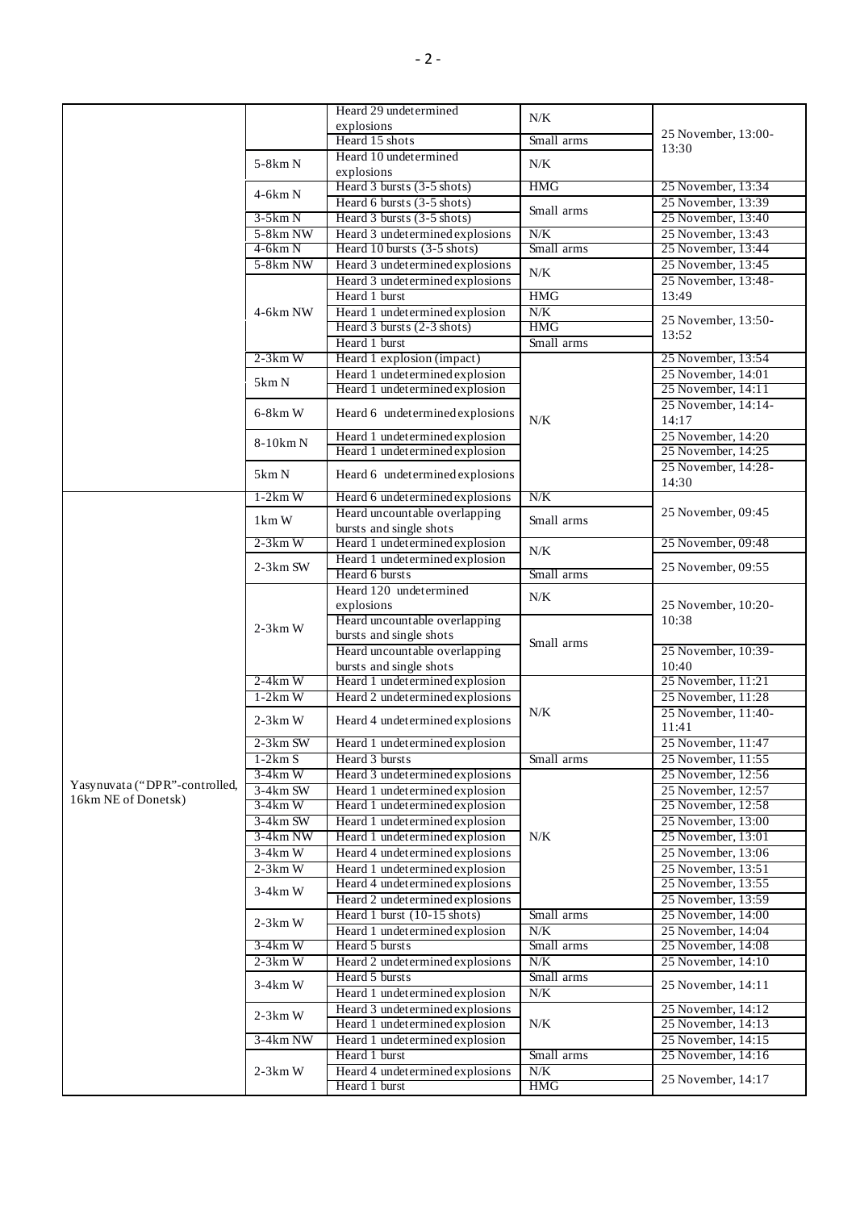| | | | | |
|---|---|---|---|---|
| | | Heard 29 undetermined explosions | N/K | 25 November, 13:00-13:30 |
| | | Heard 15 shots | Small arms | |
| | 5-8km N | Heard 10 undetermined explosions | N/K | |
| | 4-6km N | Heard 3 bursts (3-5 shots) | HMG | 25 November, 13:34 |
| | | Heard 6 bursts (3-5 shots) | Small arms | 25 November, 13:39 |
| | 3-5km N | Heard 3 bursts (3-5 shots) | | 25 November, 13:40 |
| | 5-8km NW | Heard 3 undetermined explosions | N/K | 25 November, 13:43 |
| | 4-6km N | Heard 10 bursts (3-5 shots) | Small arms | 25 November, 13:44 |
| | 5-8km NW | Heard 3 undetermined explosions | N/K | 25 November, 13:45 |
| | 4-6km NW | Heard 3 undetermined explosions | | 25 November, 13:48-13:49 |
| | | Heard 1 burst | HMG | |
| | | Heard 1 undetermined explosion | N/K | 25 November, 13:50-13:52 |
| | | Heard 3 bursts (2-3 shots) | HMG | |
| | | Heard 1 burst | Small arms | |
| | 2-3km W | Heard 1 explosion (impact) | N/K | 25 November, 13:54 |
| | 5km N | Heard 1 undetermined explosion | | 25 November, 14:01 |
| | | Heard 1 undetermined explosion | | 25 November, 14:11 |
| | 6-8km W | Heard 6 undetermined explosions | | 25 November, 14:14-14:17 |
| | 8-10km N | Heard 1 undetermined explosion | | 25 November, 14:20 |
| | | Heard 1 undetermined explosion | | 25 November, 14:25 |
| | 5km N | Heard 6 undetermined explosions | | 25 November, 14:28-14:30 |
| Yasynuvata ("DPR"-controlled, 16km NE of Donetsk) | 1-2km W | Heard 6 undetermined explosions | N/K | 25 November, 09:45 |
| | 1km W | Heard uncountable overlapping bursts and single shots | Small arms | |
| | 2-3km W | Heard 1 undetermined explosion | N/K | 25 November, 09:48 |
| | 2-3km SW | Heard 1 undetermined explosion | | 25 November, 09:55 |
| | | Heard 6 bursts | Small arms | |
| | 2-3km W | Heard 120 undetermined explosions | N/K | 25 November, 10:20-10:38 |
| | | Heard uncountable overlapping bursts and single shots | Small arms | |
| | | Heard uncountable overlapping bursts and single shots | | 25 November, 10:39-10:40 |
| | 2-4km W | Heard 1 undetermined explosion | N/K | 25 November, 11:21 |
| | 1-2km W | Heard 2 undetermined explosions | | 25 November, 11:28 |
| | 2-3km W | Heard 4 undetermined explosions | | 25 November, 11:40-11:41 |
| | 2-3km SW | Heard 1 undetermined explosion | | 25 November, 11:47 |
| | 1-2km S | Heard 3 bursts | Small arms | 25 November, 11:55 |
| | 3-4km W | Heard 3 undetermined explosions | N/K | 25 November, 12:56 |
| | 3-4km SW | Heard 1 undetermined explosion | | 25 November, 12:57 |
| | 3-4km W | Heard 1 undetermined explosion | | 25 November, 12:58 |
| | 3-4km SW | Heard 1 undetermined explosion | | 25 November, 13:00 |
| | 3-4km NW | Heard 1 undetermined explosion | | 25 November, 13:01 |
| | 3-4km W | Heard 4 undetermined explosions | | 25 November, 13:06 |
| | 2-3km W | Heard 1 undetermined explosion | | 25 November, 13:51 |
| | 3-4km W | Heard 4 undetermined explosions | | 25 November, 13:55 |
| | | Heard 2 undetermined explosions | | 25 November, 13:59 |
| | 2-3km W | Heard 1 burst (10-15 shots) | Small arms | 25 November, 14:00 |
| | | Heard 1 undetermined explosion | N/K | 25 November, 14:04 |
| | 3-4km W | Heard 5 bursts | Small arms | 25 November, 14:08 |
| | 2-3km W | Heard 2 undetermined explosions | N/K | 25 November, 14:10 |
| | 3-4km W | Heard 5 bursts | Small arms | 25 November, 14:11 |
| | | Heard 1 undetermined explosion | N/K | |
| | 2-3km W | Heard 3 undetermined explosions | N/K | 25 November, 14:12 |
| | | Heard 1 undetermined explosion | | 25 November, 14:13 |
| | 3-4km NW | Heard 1 undetermined explosion | | 25 November, 14:15 |
| | 2-3km W | Heard 1 burst | Small arms | 25 November, 14:16 |
| | | Heard 4 undetermined explosions | N/K | 25 November, 14:17 |
| | | Heard 1 burst | HMG | |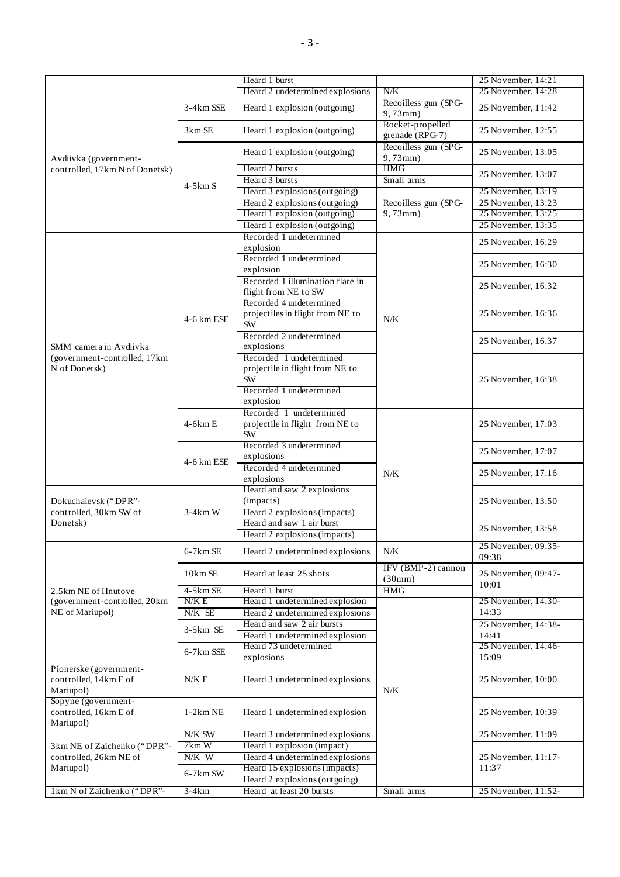| | | | | |
|---|---|---|---|---|
| | | Heard 1 burst | | 25 November, 14:21 |
| | | Heard 2 undetermined explosions | N/K | 25 November, 14:28 |
| Avdiivka (government-controlled, 17km N of Donetsk) | 3-4km SSE | Heard 1 explosion (outgoing) | Recoilless gun (SPG-9, 73mm) | 25 November, 11:42 |
| | 3km SE | Heard 1 explosion (outgoing) | Rocket-propelled grenade (RPG-7) | 25 November, 12:55 |
| | 4-5km S | Heard 1 explosion (outgoing) | Recoilless gun (SPG-9, 73mm) | 25 November, 13:05 |
| | | Heard 2 bursts | HMG | 25 November, 13:07 |
| | | Heard 3 bursts | Small arms | |
| | | Heard 3 explosions (outgoing) | Recoilless gun (SPG-9, 73mm) | 25 November, 13:19 |
| | | Heard 2 explosions (outgoing) | | 25 November, 13:23 |
| | | Heard 1 explosion (outgoing) | | 25 November, 13:25 |
| | | Heard 1 explosion (outgoing) | | 25 November, 13:35 |
| SMM camera in Avdiivka (government-controlled, 17km N of Donetsk) | 4-6 km ESE | Recorded 1 undetermined explosion | N/K | 25 November, 16:29 |
| | | Recorded 1 undetermined explosion | | 25 November, 16:30 |
| | | Recorded 1 illumination flare in flight from NE to SW | | 25 November, 16:32 |
| | | Recorded 4 undetermined projectiles in flight from NE to SW | | 25 November, 16:36 |
| | | Recorded 2 undetermined explosions | | 25 November, 16:37 |
| | | Recorded 1 undetermined projectile in flight from NE to SW | | 25 November, 16:38 |
| | | Recorded 1 undetermined explosion | | |
| | 4-6km E | Recorded 1 undetermined projectile in flight from NE to SW | N/K | 25 November, 17:03 |
| | 4-6 km ESE | Recorded 3 undetermined explosions | | 25 November, 17:07 |
| | | Recorded 4 undetermined explosions | | 25 November, 17:16 |
| Dokuchaievsk ("DPR"-controlled, 30km SW of Donetsk) | 3-4km W | Heard and saw 2 explosions (impacts) | | 25 November, 13:50 |
| | | Heard 2 explosions (impacts) | | |
| | | Heard and saw 1 air burst | | 25 November, 13:58 |
| | | Heard 2 explosions (impacts) | | |
| 2.5km NE of Hnutove (government-controlled, 20km NE of Mariupol) | 6-7km SE | Heard 2 undetermined explosions | N/K | 25 November, 09:35-09:38 |
| | 10km SE | Heard at least 25 shots | IFV (BMP-2) cannon (30mm) | 25 November, 09:47-10:01 |
| | 4-5km SE | Heard 1 burst | HMG | |
| | N/K E | Heard 1 undetermined explosion | N/K | 25 November, 14:30-14:33 |
| | N/K SE | Heard 2 undetermined explosions | | |
| | 3-5km SE | Heard and saw 2 air bursts | | 25 November, 14:38-14:41 |
| | | Heard 1 undetermined explosion | | |
| | 6-7km SSE | Heard 73 undetermined explosions | | 25 November, 14:46-15:09 |
| Pionerske (government-controlled, 14km E of Mariupol) | N/K E | Heard 3 undetermined explosions | | 25 November, 10:00 |
| Sopyne (government-controlled, 16km E of Mariupol) | 1-2km NE | Heard 1 undetermined explosion | | 25 November, 10:39 |
| 3km NE of Zaichenko ("DPR"-controlled, 26km NE of Mariupol) | N/K SW | Heard 3 undetermined explosions | | 25 November, 11:09 |
| | 7km W | Heard 1 explosion (impact) | | 25 November, 11:17-11:37 |
| | N/K W | Heard 4 undetermined explosions | | |
| | 6-7km SW | Heard 15 explosions (impacts) | | |
| | | Heard 2 explosions (outgoing) | | |
| 1km N of Zaichenko ("DPR"- | 3-4km | Heard at least 20 bursts | Small arms | 25 November, 11:52- |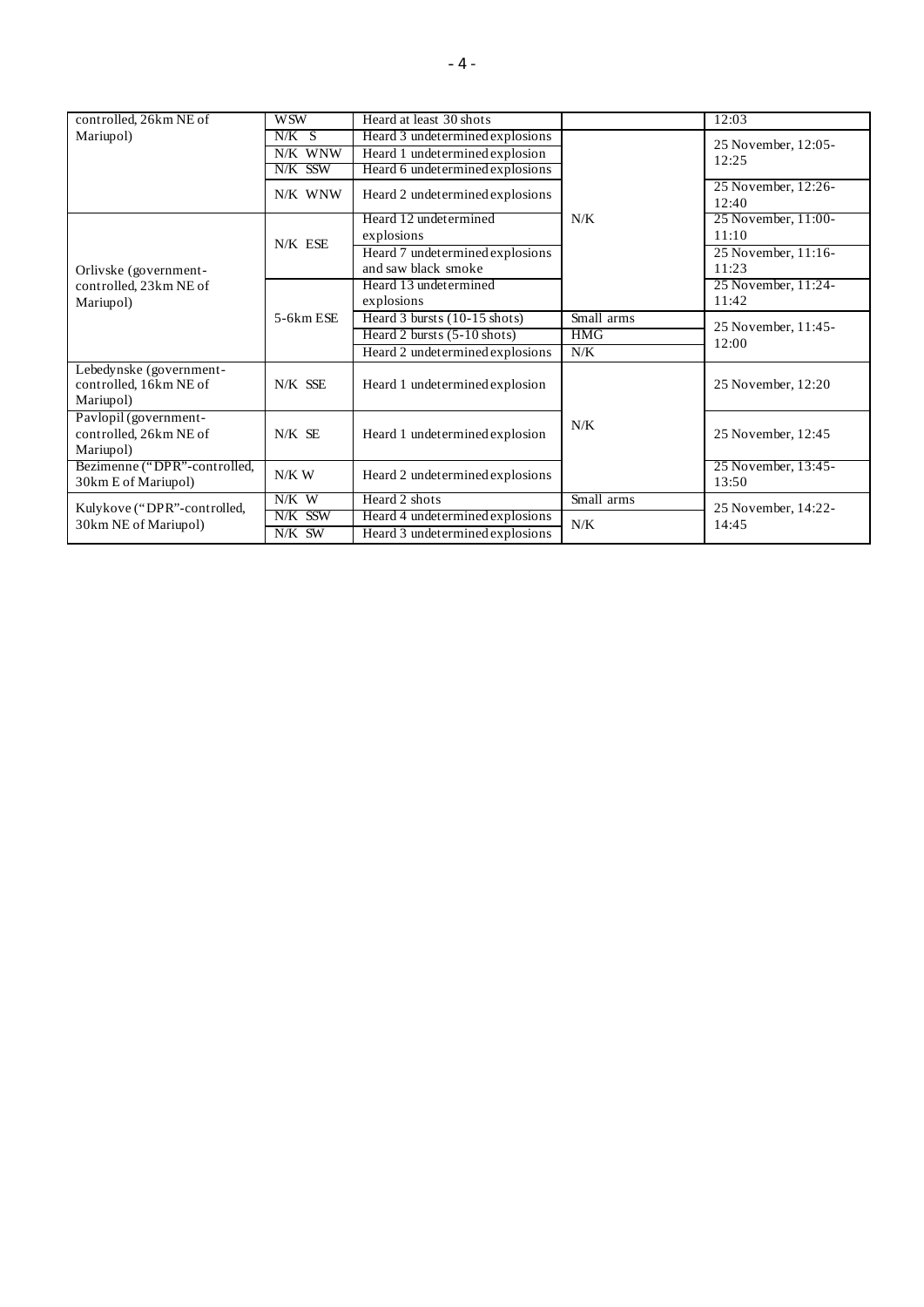| | | | | |
|---|---|---|---|---|
| controlled, 26km NE of Mariupol) | WSW | Heard at least 30 shots | | 12:03 |
| | N/K S | Heard 3 undetermined explosions | N/K | 25 November, 12:05-12:25 |
| | N/K WNW | Heard 1 undetermined explosion | | |
| | N/K SSW | Heard 6 undetermined explosions | | |
| | N/K WNW | Heard 2 undetermined explosions | | 25 November, 12:26-12:40 |
| Orlivske (government-controlled, 23km NE of Mariupol) | N/K ESE | Heard 12 undetermined explosions | | 25 November, 11:00-11:10 |
| | | Heard 7 undetermined explosions and saw black smoke | | 25 November, 11:16-11:23 |
| | 5-6km ESE | Heard 13 undetermined explosions | | 25 November, 11:24-11:42 |
| | | Heard 3 bursts (10-15 shots) | Small arms | 25 November, 11:45-12:00 |
| | | Heard 2 bursts (5-10 shots) | HMG | |
| | | Heard 2 undetermined explosions | N/K | |
| Lebedynske (government-controlled, 16km NE of Mariupol) | N/K SSE | Heard 1 undetermined explosion | N/K | 25 November, 12:20 |
| Pavlopil (government-controlled, 26km NE of Mariupol) | N/K SE | Heard 1 undetermined explosion | | 25 November, 12:45 |
| Bezimenne ("DPR"-controlled, 30km E of Mariupol) | N/K W | Heard 2 undetermined explosions | | 25 November, 13:45-13:50 |
| Kulykove ("DPR"-controlled, 30km NE of Mariupol) | N/K W | Heard 2 shots | Small arms | 25 November, 14:22-14:45 |
| | N/K SSW | Heard 4 undetermined explosions | N/K | |
| | N/K SW | Heard 3 undetermined explosions | | |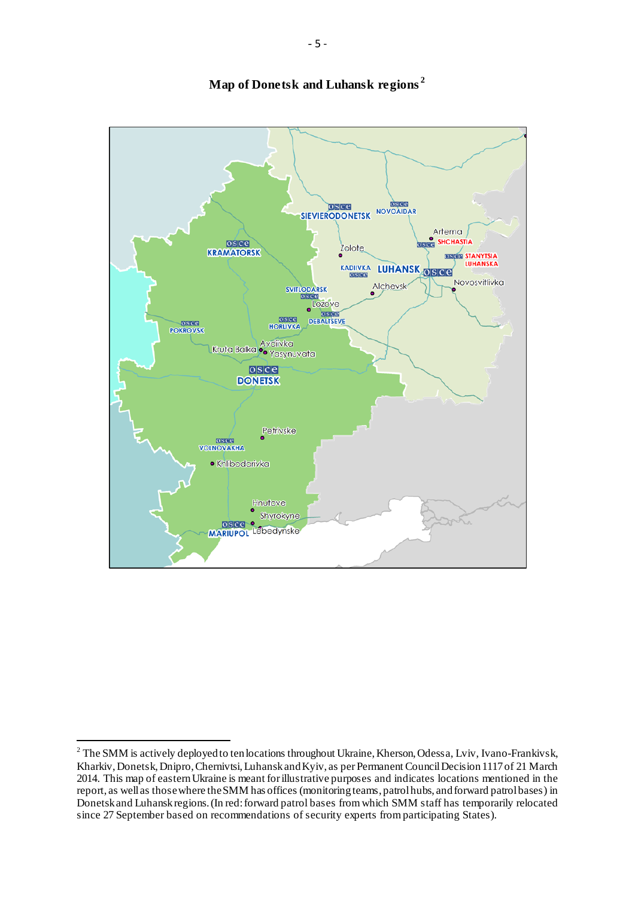## Map of Donetsk and Luhansk regions[2]

SIEVIERODONETSK
NOVOAIDAR
Artema
SHCHASTIA
STANYTSIA LUHANSKA
Zolote
KADIIVKA
LUHANSK
Novosvitlivka
Alchevsk
KRAMATORSK
SVITLODARSK
Lozove
DEBALTSEVE
HORLIVKA
POKROVSK
Kruta Balka
Avdiivka
Yasynuvata
DONETSK
Petrivske
VOLNOVAKHA
Khlibodarivka
Hnutove
Shyrokyne
MARIUPOL
Lebedynske

---

[2] The SMM is actively deployed to ten locations throughout Ukraine, Kherson, Odessa, Lviv, Ivano-Frankivsk, Kharkiv, Donetsk, Dnipro, Chernivtsi, Luhansk and Kyiv, as per Permanent Council Decision 1117 of 21 March 2014. This map of eastern Ukraine is meant for illustrative purposes and indicates locations mentioned in the report, as well as those where the SMM has offices (monitoring teams, patrol hubs, and forward patrol bases) in Donetsk and Luhansk regions. (In red: forward patrol bases from which SMM staff has temporarily relocated since 27 September based on recommendations of security experts from participating States).